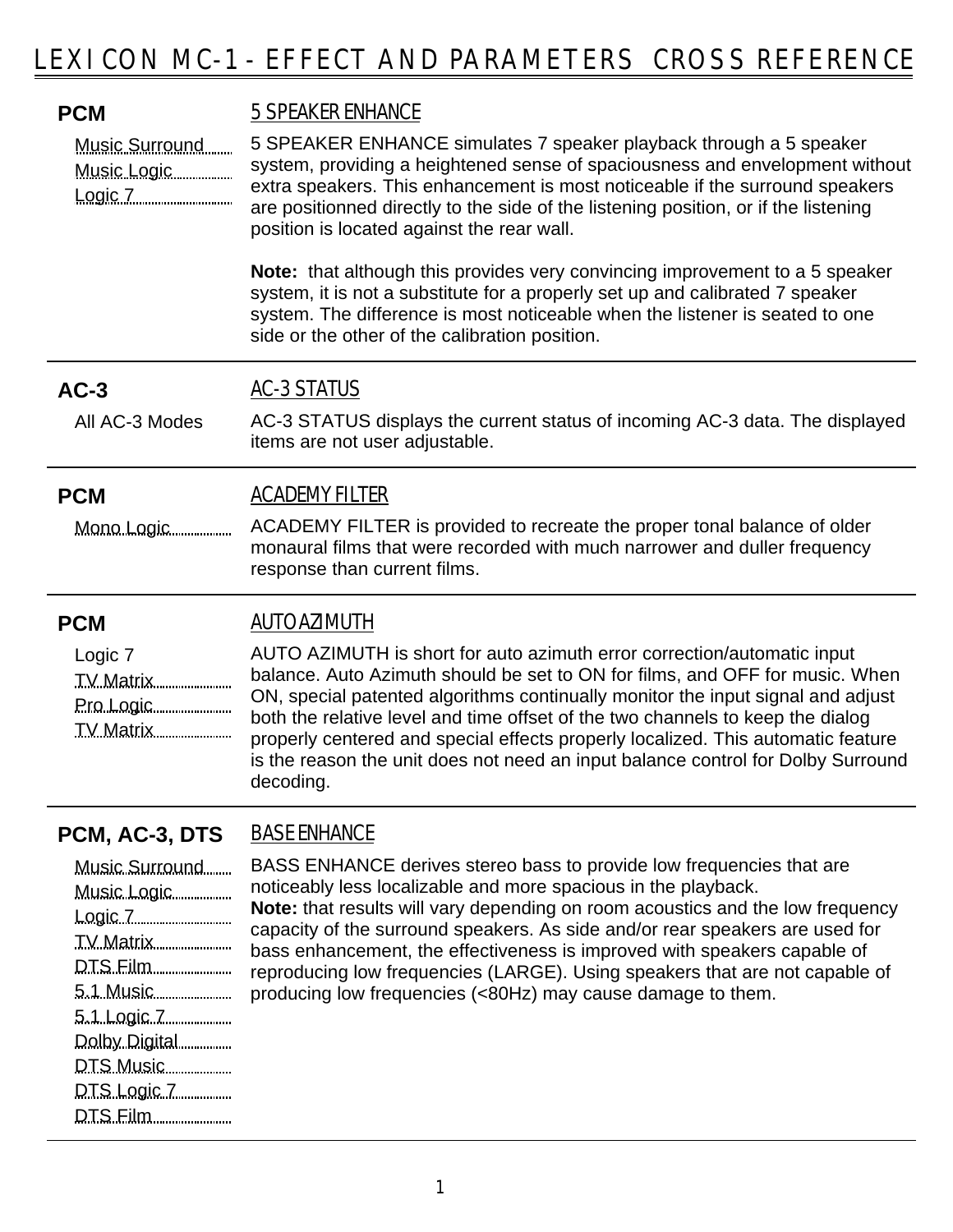# LEXICON MC-1 - EFFECT AND PARAMETERS CROSS REFERENCE

---

**PCM**

- Music Surround
- Music Logic
- Logic 7

## 5 SPEAKER ENHANCE

5 SPEAKER ENHANCE simulates 7 speaker playback through a 5 speaker system, providing a heightened sense of spaciousness and envelopment without extra speakers. This enhancement is most noticeable if the surround speakers are positionned directly to the side of the listening position, or if the listening position is located against the rear wall.

**Note:** that although this provides very convincing improvement to a 5 speaker system, it is not a substitute for a properly set up and calibrated 7 speaker system. The difference is most noticeable when the listener is seated to one side or the other of the calibration position.

---

**AC-3**

- All AC-3 Modes

## AC-3 STATUS

AC-3 STATUS displays the current status of incoming AC-3 data. The displayed items are not user adjustable.

---

**PCM**

- Mono Logic

## ACADEMY FILTER

ACADEMY FILTER is provided to recreate the proper tonal balance of older monaural films that were recorded with much narrower and duller frequency response than current films.

---

**PCM**

- Logic 7
- TV Matrix
- Pro Logic
- TV Matrix

## AUTO AZIMUTH

AUTO AZIMUTH is short for auto azimuth error correction/automatic input balance. Auto Azimuth should be set to ON for films, and OFF for music. When ON, special patented algorithms continually monitor the input signal and adjust both the relative level and time offset of the two channels to keep the dialog properly centered and special effects properly localized. This automatic feature is the reason the unit does not need an input balance control for Dolby Surround decoding.

---

**PCM, AC-3, DTS**

- Music Surround
- Music Logic
- Logic 7
- TV Matrix
- DTS Film
- 5.1 Music
- 5.1 Logic 7
- Dolby Digital
- DTS Music
- DTS Logic 7
- DTS Film

## BASE ENHANCE

BASS ENHANCE derives stereo bass to provide low frequencies that are noticeably less localizable and more spacious in the playback.
**Note:** that results will vary depending on room acoustics and the low frequency capacity of the surround speakers. As side and/or rear speakers are used for bass enhancement, the effectiveness is improved with speakers capable of reproducing low frequencies (LARGE). Using speakers that are not capable of producing low frequencies (<80Hz) may cause damage to them.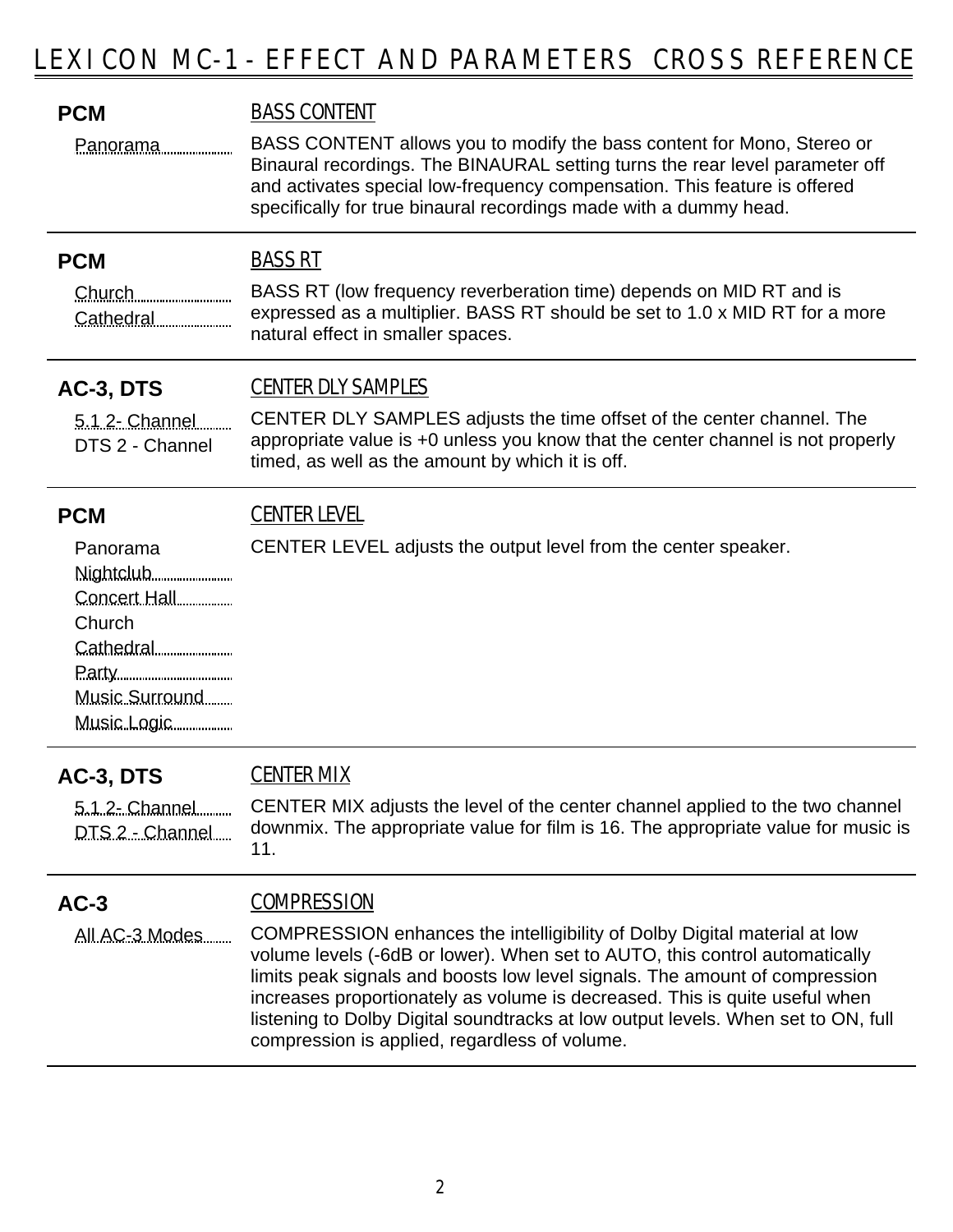# LEXICON MC-1 - EFFECT AND PARAMETERS CROSS REFERENCE

**PCM**

Panorama

### BASS CONTENT

BASS CONTENT allows you to modify the bass content for Mono, Stereo or Binaural recordings. The BINAURAL setting turns the rear level parameter off and activates special low-frequency compensation. This feature is offered specifically for true binaural recordings made with a dummy head.

---

**PCM**

Church
Cathedral

### BASS RT

BASS RT (low frequency reverberation time) depends on MID RT and is expressed as a multiplier. BASS RT should be set to 1.0 x MID RT for a more natural effect in smaller spaces.

---

**AC-3, DTS**

5.1 2- Channel
DTS 2 - Channel

### CENTER DLY SAMPLES

CENTER DLY SAMPLES adjusts the time offset of the center channel. The appropriate value is +0 unless you know that the center channel is not properly timed, as well as the amount by which it is off.

---

**PCM**

Panorama
Nightclub
Concert Hall
Church
Cathedral
Party
Music Surround
Music Logic

### CENTER LEVEL

CENTER LEVEL adjusts the output level from the center speaker.

---

**AC-3, DTS**

5.1 2- Channel
DTS 2 - Channel

### CENTER MIX

CENTER MIX adjusts the level of the center channel applied to the two channel downmix. The appropriate value for film is 16. The appropriate value for music is 11.

---

**AC-3**

All AC-3 Modes

### COMPRESSION

COMPRESSION enhances the intelligibility of Dolby Digital material at low volume levels (-6dB or lower). When set to AUTO, this control automatically limits peak signals and boosts low level signals. The amount of compression increases proportionately as volume is decreased. This is quite useful when listening to Dolby Digital soundtracks at low output levels. When set to ON, full compression is applied, regardless of volume.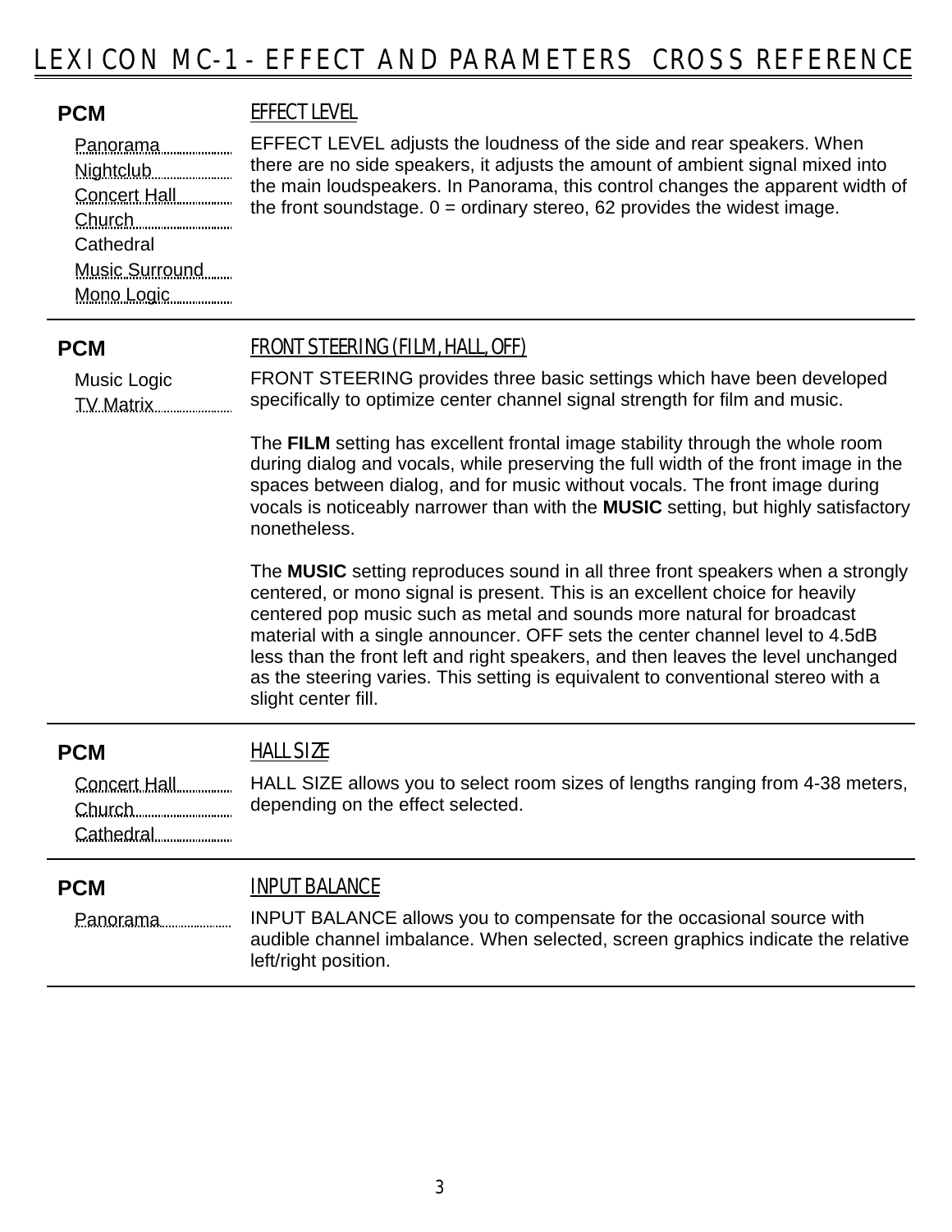# LEXICON MC-1 - EFFECT AND PARAMETERS CROSS REFERENCE

**PCM**

- Panorama
- Nightclub
- Concert Hall
- Church
- Cathedral
- Music Surround
- Mono Logic

## EFFECT LEVEL

EFFECT LEVEL adjusts the loudness of the side and rear speakers. When there are no side speakers, it adjusts the amount of ambient signal mixed into the main loudspeakers. In Panorama, this control changes the apparent width of the front soundstage. 0 = ordinary stereo, 62 provides the widest image.

---

**PCM**

- Music Logic
- TV Matrix

## FRONT STEERING (FILM, HALL, OFF)

FRONT STEERING provides three basic settings which have been developed specifically to optimize center channel signal strength for film and music.

The **FILM** setting has excellent frontal image stability through the whole room during dialog and vocals, while preserving the full width of the front image in the spaces between dialog, and for music without vocals. The front image during vocals is noticeably narrower than with the **MUSIC** setting, but highly satisfactory nonetheless.

The **MUSIC** setting reproduces sound in all three front speakers when a strongly centered, or mono signal is present. This is an excellent choice for heavily centered pop music such as metal and sounds more natural for broadcast material with a single announcer. OFF sets the center channel level to 4.5dB less than the front left and right speakers, and then leaves the level unchanged as the steering varies. This setting is equivalent to conventional stereo with a slight center fill.

---

**PCM**

- Concert Hall
- Church
- Cathedral

## HALL SIZE

HALL SIZE allows you to select room sizes of lengths ranging from 4-38 meters, depending on the effect selected.

---

**PCM**

- Panorama

## INPUT BALANCE

INPUT BALANCE allows you to compensate for the occasional source with audible channel imbalance. When selected, screen graphics indicate the relative left/right position.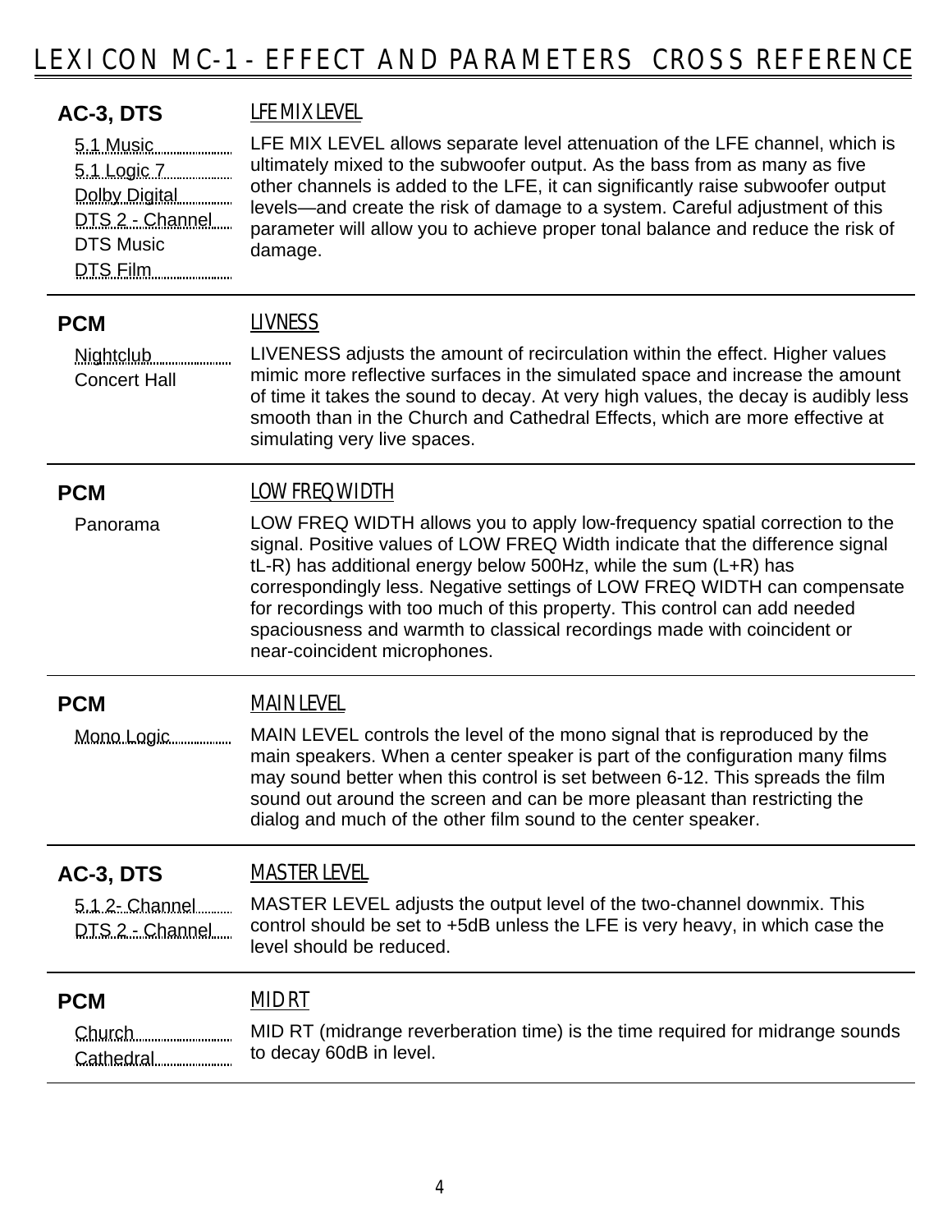# LEXICON MC-1 - EFFECT AND PARAMETERS CROSS REFERENCE

**AC-3, DTS**

- 5.1 Music
- 5.1 Logic 7
- Dolby Digital
- DTS 2 - Channel
- DTS Music
- DTS Film

### LFE MIX LEVEL

LFE MIX LEVEL allows separate level attenuation of the LFE channel, which is ultimately mixed to the subwoofer output. As the bass from as many as five other channels is added to the LFE, it can significantly raise subwoofer output levels—and create the risk of damage to a system. Careful adjustment of this parameter will allow you to achieve proper tonal balance and reduce the risk of damage.

---

**PCM**

- Nightclub
- Concert Hall

### LIVNESS

LIVENESS adjusts the amount of recirculation within the effect. Higher values mimic more reflective surfaces in the simulated space and increase the amount of time it takes the sound to decay. At very high values, the decay is audibly less smooth than in the Church and Cathedral Effects, which are more effective at simulating very live spaces.

---

**PCM**

- Panorama

### LOW FREQ WIDTH

LOW FREQ WIDTH allows you to apply low-frequency spatial correction to the signal. Positive values of LOW FREQ Width indicate that the difference signal tL-R) has additional energy below 500Hz, while the sum (L+R) has correspondingly less. Negative settings of LOW FREQ WIDTH can compensate for recordings with too much of this property. This control can add needed spaciousness and warmth to classical recordings made with coincident or near-coincident microphones.

---

**PCM**

- Mono Logic

### MAIN LEVEL

MAIN LEVEL controls the level of the mono signal that is reproduced by the main speakers. When a center speaker is part of the configuration many films may sound better when this control is set between 6-12. This spreads the film sound out around the screen and can be more pleasant than restricting the dialog and much of the other film sound to the center speaker.

---

**AC-3, DTS**

- 5.1 2- Channel
- DTS 2 - Channel

### MASTER LEVEL

MASTER LEVEL adjusts the output level of the two-channel downmix. This control should be set to +5dB unless the LFE is very heavy, in which case the level should be reduced.

---

**PCM**

- Church
- Cathedral

### MID RT

MID RT (midrange reverberation time) is the time required for midrange sounds to decay 60dB in level.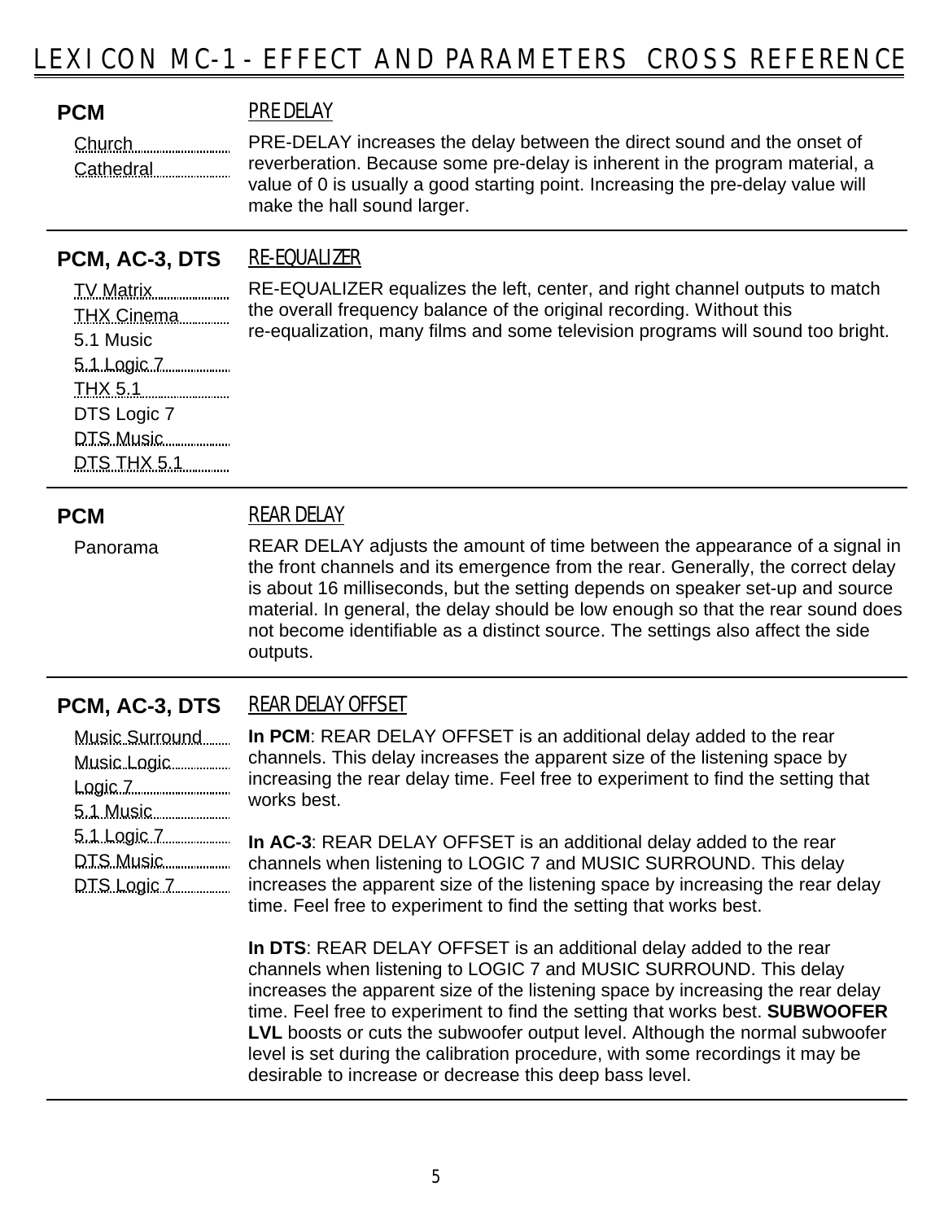# LEXICON MC-1 - EFFECT AND PARAMETERS CROSS REFERENCE

**PCM**

- Church
- Cathedral

## PRE DELAY

PRE-DELAY increases the delay between the direct sound and the onset of reverberation. Because some pre-delay is inherent in the program material, a value of 0 is usually a good starting point. Increasing the pre-delay value will make the hall sound larger.

---

**PCM, AC-3, DTS**

- TV Matrix
- THX Cinema
- 5.1 Music
- 5.1 Logic 7
- THX 5.1
- DTS Logic 7
- DTS Music
- DTS THX 5.1

## RE-EQUALIZER

RE-EQUALIZER equalizes the left, center, and right channel outputs to match the overall frequency balance of the original recording. Without this re-equalization, many films and some television programs will sound too bright.

---

**PCM**

- Panorama

## REAR DELAY

REAR DELAY adjusts the amount of time between the appearance of a signal in the front channels and its emergence from the rear. Generally, the correct delay is about 16 milliseconds, but the setting depends on speaker set-up and source material. In general, the delay should be low enough so that the rear sound does not become identifiable as a distinct source. The settings also affect the side outputs.

---

**PCM, AC-3, DTS**

- Music Surround
- Music Logic
- Logic 7
- 5.1 Music
- 5.1 Logic 7
- DTS Music
- DTS Logic 7

## REAR DELAY OFFSET

**In PCM**: REAR DELAY OFFSET is an additional delay added to the rear channels. This delay increases the apparent size of the listening space by increasing the rear delay time. Feel free to experiment to find the setting that works best.

**In AC-3**: REAR DELAY OFFSET is an additional delay added to the rear channels when listening to LOGIC 7 and MUSIC SURROUND. This delay increases the apparent size of the listening space by increasing the rear delay time. Feel free to experiment to find the setting that works best.

**In DTS**: REAR DELAY OFFSET is an additional delay added to the rear channels when listening to LOGIC 7 and MUSIC SURROUND. This delay increases the apparent size of the listening space by increasing the rear delay time. Feel free to experiment to find the setting that works best. **SUBWOOFER LVL** boosts or cuts the subwoofer output level. Although the normal subwoofer level is set during the calibration procedure, with some recordings it may be desirable to increase or decrease this deep bass level.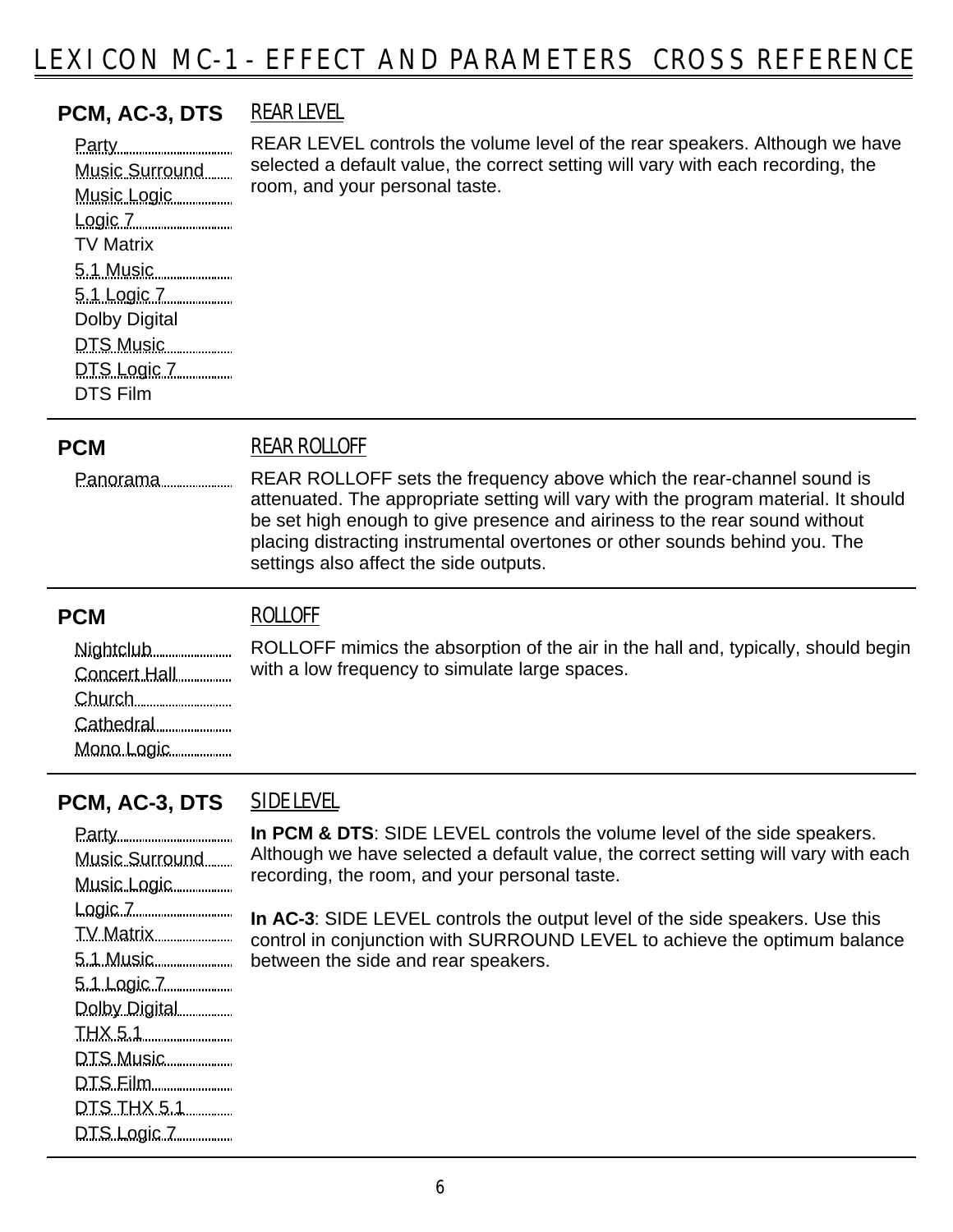# LEXICON MC-1 - EFFECT AND PARAMETERS CROSS REFERENCE

**PCM, AC-3, DTS**

- Party
- Music Surround
- Music Logic
- Logic 7
- TV Matrix
- 5.1 Music
- 5.1 Logic 7
- Dolby Digital
- DTS Music
- DTS Logic 7
- DTS Film

## REAR LEVEL

REAR LEVEL controls the volume level of the rear speakers. Although we have selected a default value, the correct setting will vary with each recording, the room, and your personal taste.

---

**PCM**

- Panorama

## REAR ROLLOFF

REAR ROLLOFF sets the frequency above which the rear-channel sound is attenuated. The appropriate setting will vary with the program material. It should be set high enough to give presence and airiness to the rear sound without placing distracting instrumental overtones or other sounds behind you. The settings also affect the side outputs.

---

**PCM**

- Nightclub
- Concert Hall
- Church
- Cathedral
- Mono Logic

## ROLLOFF

ROLLOFF mimics the absorption of the air in the hall and, typically, should begin with a low frequency to simulate large spaces.

---

**PCM, AC-3, DTS**

- Party
- Music Surround
- Music Logic
- Logic 7
- TV Matrix
- 5.1 Music
- 5.1 Logic 7
- Dolby Digital
- THX 5.1
- DTS Music
- DTS Film
- DTS THX 5.1
- DTS Logic 7

## SIDE LEVEL

**In PCM & DTS**: SIDE LEVEL controls the volume level of the side speakers. Although we have selected a default value, the correct setting will vary with each recording, the room, and your personal taste.

**In AC-3**: SIDE LEVEL controls the output level of the side speakers. Use this control in conjunction with SURROUND LEVEL to achieve the optimum balance between the side and rear speakers.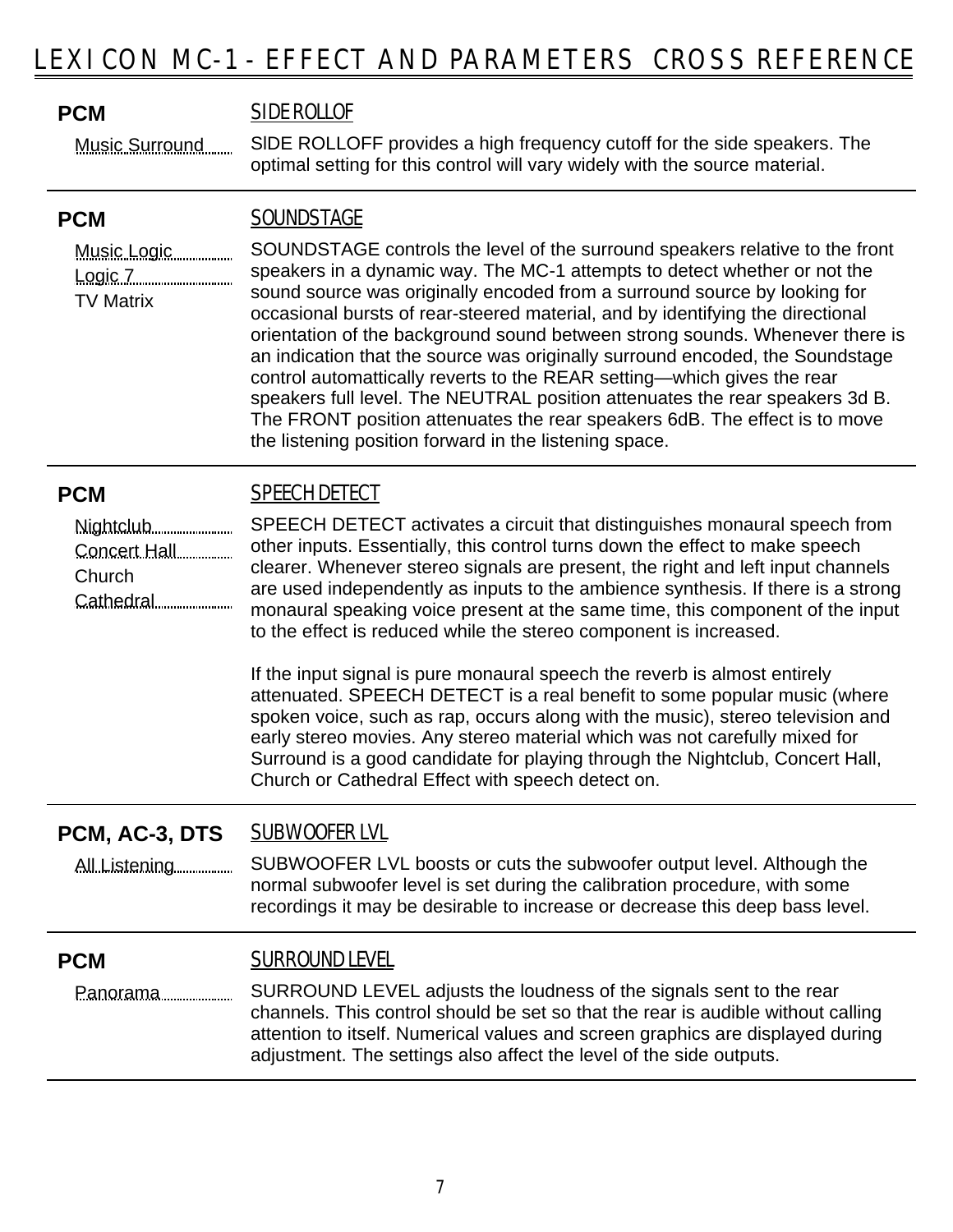# LEXICON MC-1 - EFFECT AND PARAMETERS CROSS REFERENCE

**PCM**

Music Surround

## SIDE ROLLOF

SIDE ROLLOFF provides a high frequency cutoff for the side speakers. The optimal setting for this control will vary widely with the source material.

---

**PCM**

Music Logic
Logic 7
TV Matrix

## SOUNDSTAGE

SOUNDSTAGE controls the level of the surround speakers relative to the front speakers in a dynamic way. The MC-1 attempts to detect whether or not the sound source was originally encoded from a surround source by looking for occasional bursts of rear-steered material, and by identifying the directional orientation of the background sound between strong sounds. Whenever there is an indication that the source was originally surround encoded, the Soundstage control automattically reverts to the REAR setting—which gives the rear speakers full level. The NEUTRAL position attenuates the rear speakers 3d B. The FRONT position attenuates the rear speakers 6dB. The effect is to move the listening position forward in the listening space.

---

**PCM**

Nightclub
Concert Hall
Church
Cathedral

## SPEECH DETECT

SPEECH DETECT activates a circuit that distinguishes monaural speech from other inputs. Essentially, this control turns down the effect to make speech clearer. Whenever stereo signals are present, the right and left input channels are used independently as inputs to the ambience synthesis. If there is a strong monaural speaking voice present at the same time, this component of the input to the effect is reduced while the stereo component is increased.

If the input signal is pure monaural speech the reverb is almost entirely attenuated. SPEECH DETECT is a real benefit to some popular music (where spoken voice, such as rap, occurs along with the music), stereo television and early stereo movies. Any stereo material which was not carefully mixed for Surround is a good candidate for playing through the Nightclub, Concert Hall, Church or Cathedral Effect with speech detect on.

---

**PCM, AC-3, DTS**

All Listening

## SUBWOOFER LVL

SUBWOOFER LVL boosts or cuts the subwoofer output level. Although the normal subwoofer level is set during the calibration procedure, with some recordings it may be desirable to increase or decrease this deep bass level.

---

**PCM**

Panorama

## SURROUND LEVEL

SURROUND LEVEL adjusts the loudness of the signals sent to the rear channels. This control should be set so that the rear is audible without calling attention to itself. Numerical values and screen graphics are displayed during adjustment. The settings also affect the level of the side outputs.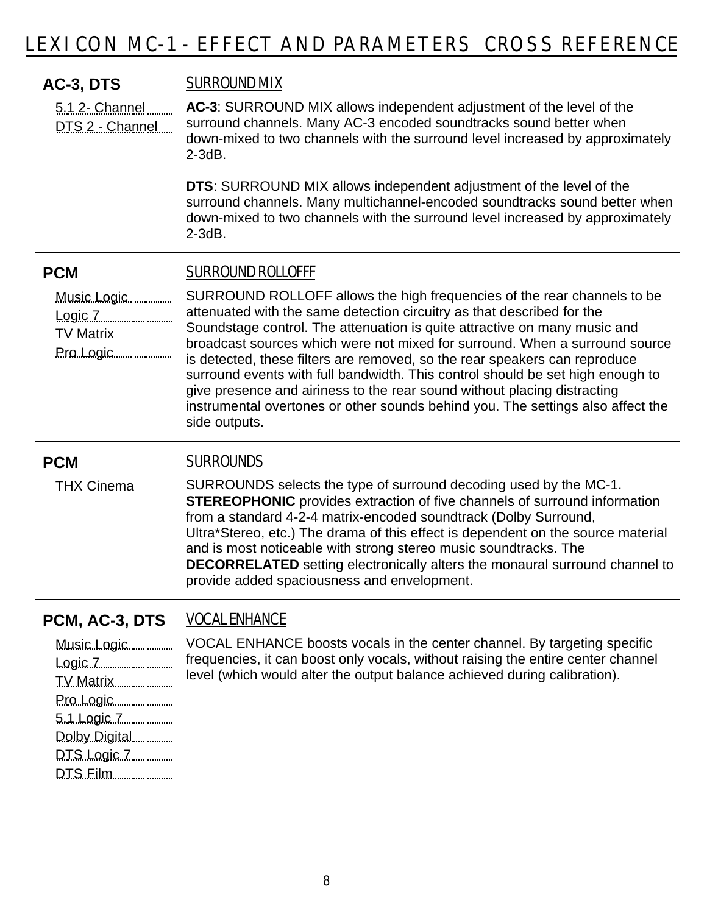// LEXICON MC-1 - EFFECT AND PARAMETERS CROSS REFERENCE

**AC-3, DTS**

5.1 2- Channel
DTS 2 - Channel

### SURROUND MIX

**AC-3**: SURROUND MIX allows independent adjustment of the level of the surround channels. Many AC-3 encoded soundtracks sound better when down-mixed to two channels with the surround level increased by approximately 2-3dB.

**DTS**: SURROUND MIX allows independent adjustment of the level of the surround channels. Many multichannel-encoded soundtracks sound better when down-mixed to two channels with the surround level increased by approximately 2-3dB.

---

**PCM**

Music Logic
Logic 7
TV Matrix
Pro Logic

### SURROUND ROLLOFFF

SURROUND ROLLOFF allows the high frequencies of the rear channels to be attenuated with the same detection circuitry as that described for the Soundstage control. The attenuation is quite attractive on many music and broadcast sources which were not mixed for surround. When a surround source is detected, these filters are removed, so the rear speakers can reproduce surround events with full bandwidth. This control should be set high enough to give presence and airiness to the rear sound without placing distracting instrumental overtones or other sounds behind you. The settings also affect the side outputs.

---

**PCM**

THX Cinema

### SURROUNDS

SURROUNDS selects the type of surround decoding used by the MC-1. **STEREOPHONIC** provides extraction of five channels of surround information from a standard 4-2-4 matrix-encoded soundtrack (Dolby Surround, Ultra*Stereo, etc.) The drama of this effect is dependent on the source material and is most noticeable with strong stereo music soundtracks. The **DECORRELATED** setting electronically alters the monaural surround channel to provide added spaciousness and envelopment.

---

**PCM, AC-3, DTS**

Music Logic
Logic 7
TV Matrix
Pro Logic
5.1 Logic 7
Dolby Digital
DTS Logic 7
DTS Film

### VOCAL ENHANCE

VOCAL ENHANCE boosts vocals in the center channel. By targeting specific frequencies, it can boost only vocals, without raising the entire center channel level (which would alter the output balance achieved during calibration).